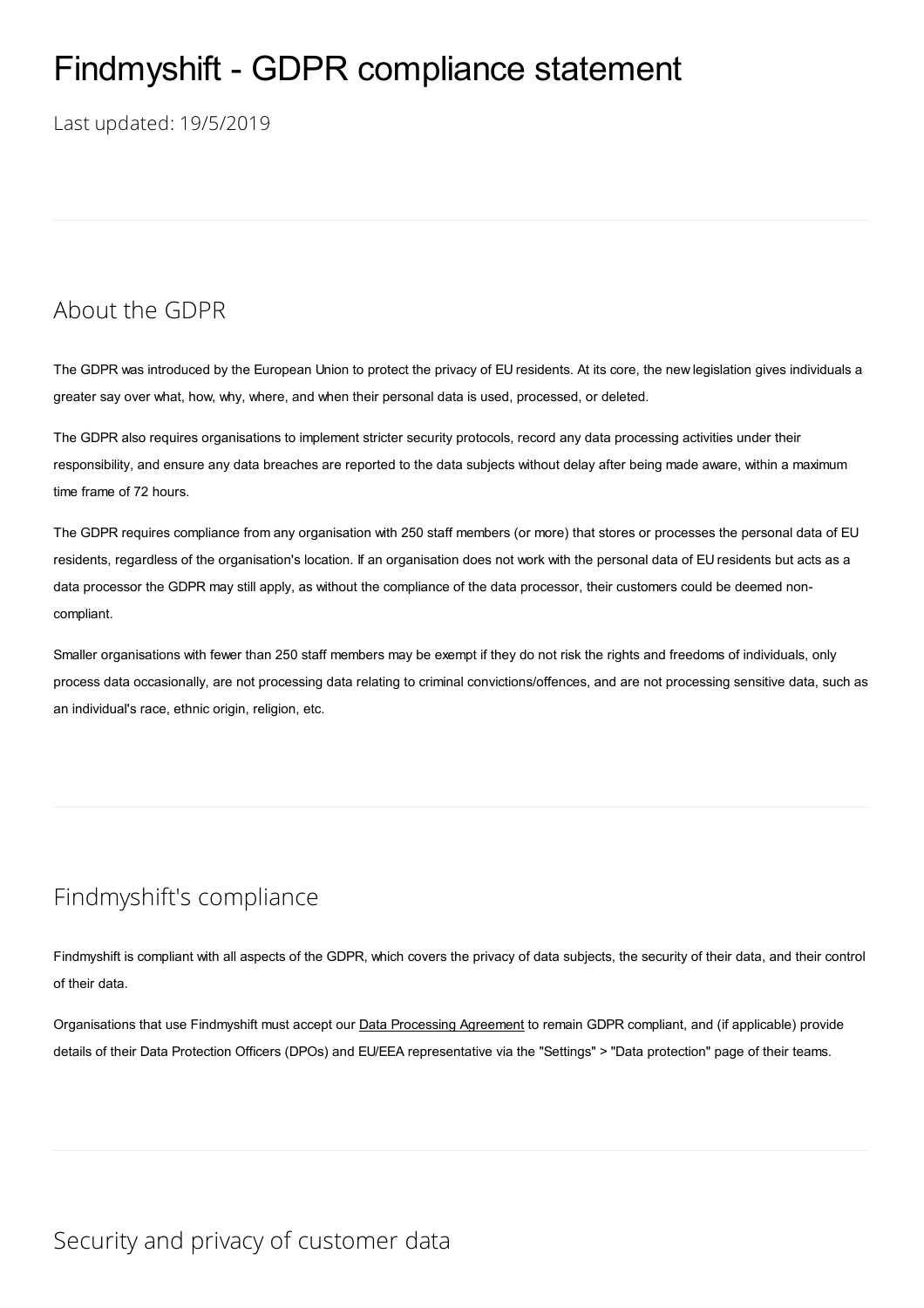# Findmyshift - GDPR compliance statement

Last updated: 19/5/2019

## About the GDPR

The GDPR was introduced by the European Union to protect the privacy of EU residents. At its core, the new legislation gives individuals a greater say over what, how, why, where, and when their personal data is used, processed, or deleted.

The GDPR also requires organisations to implement stricter security protocols, record any data processing activities under their responsibility, and ensure any data breaches are reported to the data subjects without delay after being made aware, within a maximum time frame of 72 hours.

The GDPR requires compliance from any organisation with 250 staff members (or more) that stores or processes the personal data of EU residents, regardless of the organisation's location. If an organisation does not work with the personal data of EU residents but acts as a data processor the GDPR may still apply, as without the compliance of the data processor, their customers could be deemed non-compliant.

Smaller organisations with fewer than 250 staff members may be exempt if they do not risk the rights and freedoms of individuals, only process data occasionally, are not processing data relating to criminal convictions/offences, and are not processing sensitive data, such as an individual's race, ethnic origin, religion, etc.

## Findmyshift's compliance

Findmyshift is compliant with all aspects of the GDPR, which covers the privacy of data subjects, the security of their data, and their control of their data.

Organisations that use Findmyshift must accept our Data Processing Agreement to remain GDPR compliant, and (if applicable) provide details of their Data Protection Officers (DPOs) and EU/EEA representative via the "Settings" > "Data protection" page of their teams.

## Security and privacy of customer data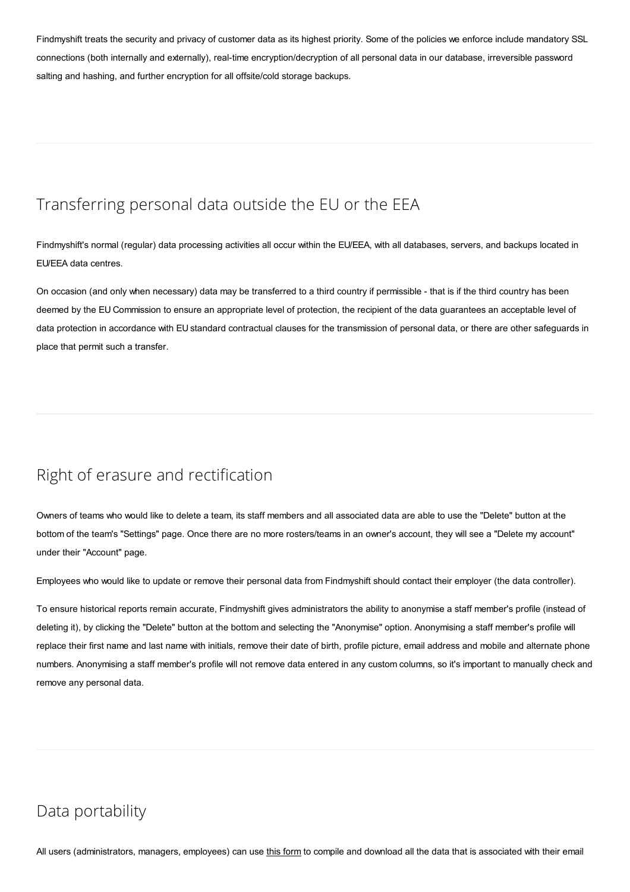Findmyshift treats the security and privacy of customer data as its highest priority. Some of the policies we enforce include mandatory SSL connections (both internally and externally), real-time encryption/decryption of all personal data in our database, irreversible password salting and hashing, and further encryption for all offsite/cold storage backups.

---

## Transferring personal data outside the EU or the EEA

Findmyshift's normal (regular) data processing activities all occur within the EU/EEA, with all databases, servers, and backups located in EU/EEA data centres.

On occasion (and only when necessary) data may be transferred to a third country if permissible - that is if the third country has been deemed by the EU Commission to ensure an appropriate level of protection, the recipient of the data guarantees an acceptable level of data protection in accordance with EU standard contractual clauses for the transmission of personal data, or there are other safeguards in place that permit such a transfer.

---

## Right of erasure and rectification

Owners of teams who would like to delete a team, its staff members and all associated data are able to use the "Delete" button at the bottom of the team's "Settings" page. Once there are no more rosters/teams in an owner's account, they will see a "Delete my account" under their "Account" page.

Employees who would like to update or remove their personal data from Findmyshift should contact their employer (the data controller).

To ensure historical reports remain accurate, Findmyshift gives administrators the ability to anonymise a staff member's profile (instead of deleting it), by clicking the "Delete" button at the bottom and selecting the "Anonymise" option. Anonymising a staff member's profile will replace their first name and last name with initials, remove their date of birth, profile picture, email address and mobile and alternate phone numbers. Anonymising a staff member's profile will not remove data entered in any custom columns, so it's important to manually check and remove any personal data.

---

## Data portability

All users (administrators, managers, employees) can use this form to compile and download all the data that is associated with their email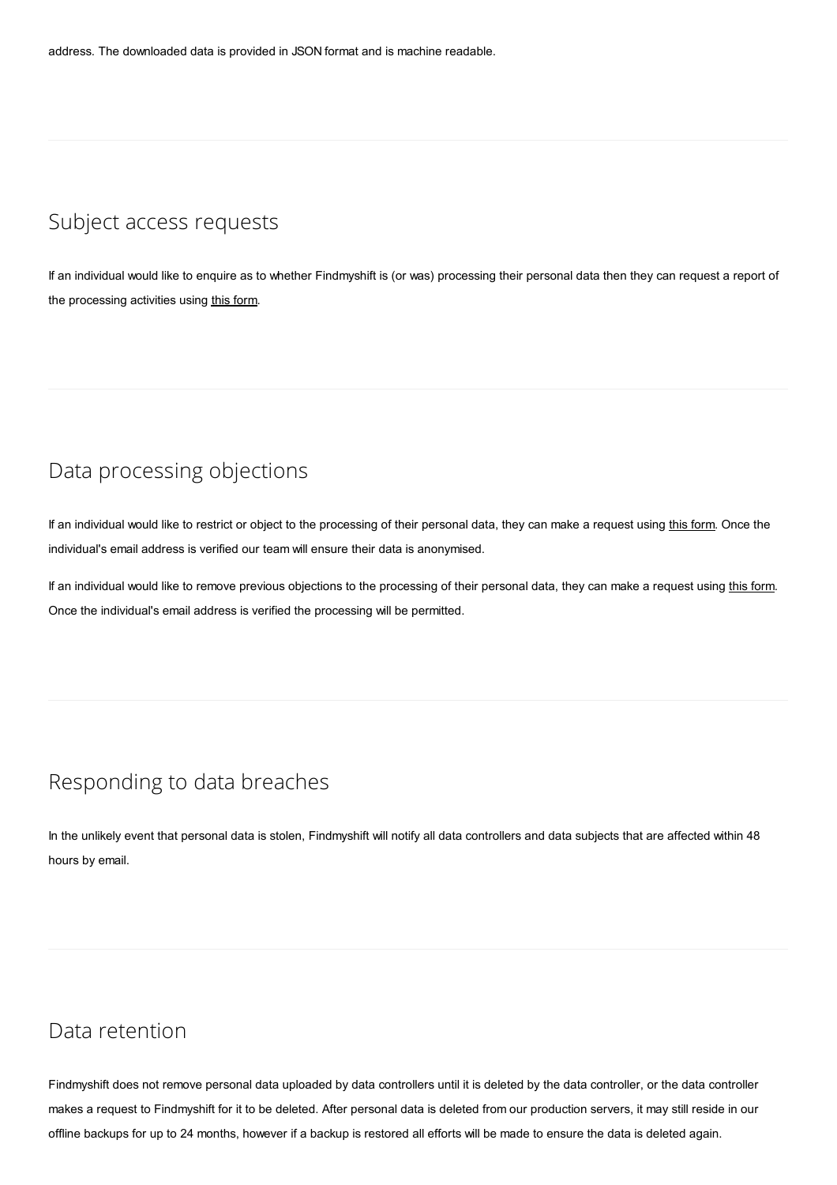address. The downloaded data is provided in JSON format and is machine readable.

## Subject access requests

If an individual would like to enquire as to whether Findmyshift is (or was) processing their personal data then they can request a report of the processing activities using this form.

## Data processing objections

If an individual would like to restrict or object to the processing of their personal data, they can make a request using this form. Once the individual's email address is verified our team will ensure their data is anonymised.

If an individual would like to remove previous objections to the processing of their personal data, they can make a request using this form. Once the individual's email address is verified the processing will be permitted.

## Responding to data breaches

In the unlikely event that personal data is stolen, Findmyshift will notify all data controllers and data subjects that are affected within 48 hours by email.

## Data retention

Findmyshift does not remove personal data uploaded by data controllers until it is deleted by the data controller, or the data controller makes a request to Findmyshift for it to be deleted. After personal data is deleted from our production servers, it may still reside in our offline backups for up to 24 months, however if a backup is restored all efforts will be made to ensure the data is deleted again.